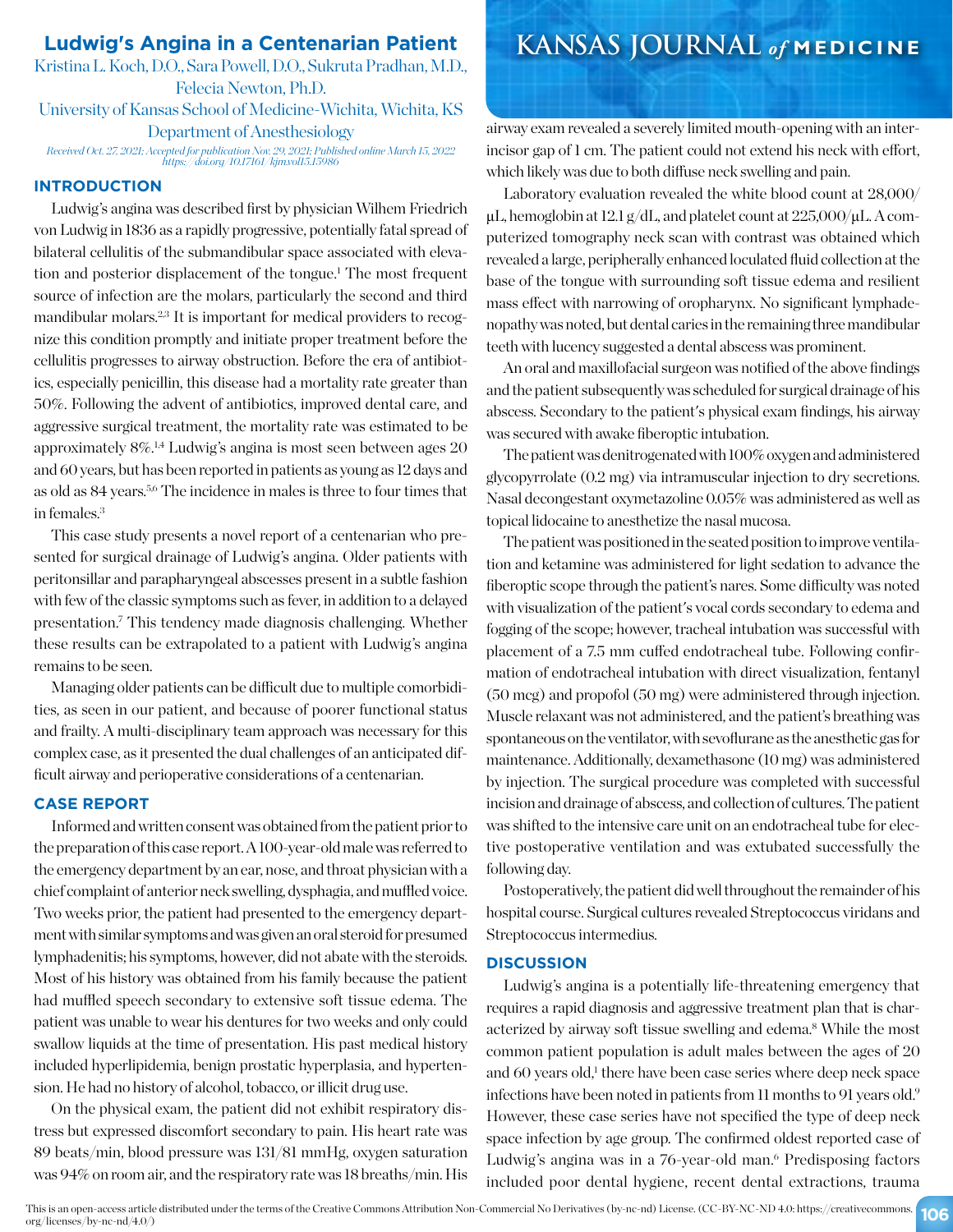# Ludwig's Angina in a Centenarian Patient

Kristina L. Koch, D.O., Sara Powell, D.O., Sukruta Pradhan, M.D., Felecia Newton, Ph.D.

University of Kansas School of Medicine-Wichita, Wichita, KS
Department of Anesthesiology

*Received Oct. 27, 2021; Accepted for publication Nov. 29, 2021; Published online March 15, 2022*
*https://doi.org/10.17161/kjm.vol15.15986*

## INTRODUCTION

Ludwig's angina was described first by physician Wilhem Friedrich von Ludwig in 1836 as a rapidly progressive, potentially fatal spread of bilateral cellulitis of the submandibular space associated with elevation and posterior displacement of the tongue.[1] The most frequent source of infection are the molars, particularly the second and third mandibular molars.[2,3] It is important for medical providers to recognize this condition promptly and initiate proper treatment before the cellulitis progresses to airway obstruction. Before the era of antibiotics, especially penicillin, this disease had a mortality rate greater than 50%. Following the advent of antibiotics, improved dental care, and aggressive surgical treatment, the mortality rate was estimated to be approximately 8%.[1,4] Ludwig's angina is most seen between ages 20 and 60 years, but has been reported in patients as young as 12 days and as old as 84 years.[5,6] The incidence in males is three to four times that in females.[3]

This case study presents a novel report of a centenarian who presented for surgical drainage of Ludwig's angina. Older patients with peritonsillar and parapharyngeal abscesses present in a subtle fashion with few of the classic symptoms such as fever, in addition to a delayed presentation.[7] This tendency made diagnosis challenging. Whether these results can be extrapolated to a patient with Ludwig's angina remains to be seen.

Managing older patients can be difficult due to multiple comorbidities, as seen in our patient, and because of poorer functional status and frailty. A multi-disciplinary team approach was necessary for this complex case, as it presented the dual challenges of an anticipated difficult airway and perioperative considerations of a centenarian.

## CASE REPORT

Informed and written consent was obtained from the patient prior to the preparation of this case report. A 100-year-old male was referred to the emergency department by an ear, nose, and throat physician with a chief complaint of anterior neck swelling, dysphagia, and muffled voice. Two weeks prior, the patient had presented to the emergency department with similar symptoms and was given an oral steroid for presumed lymphadenitis; his symptoms, however, did not abate with the steroids. Most of his history was obtained from his family because the patient had muffled speech secondary to extensive soft tissue edema. The patient was unable to wear his dentures for two weeks and only could swallow liquids at the time of presentation. His past medical history included hyperlipidemia, benign prostatic hyperplasia, and hypertension. He had no history of alcohol, tobacco, or illicit drug use.

On the physical exam, the patient did not exhibit respiratory distress but expressed discomfort secondary to pain. His heart rate was 89 beats/min, blood pressure was 131/81 mmHg, oxygen saturation was 94% on room air, and the respiratory rate was 18 breaths/min. His airway exam revealed a severely limited mouth-opening with an interincisor gap of 1 cm. The patient could not extend his neck with effort, which likely was due to both diffuse neck swelling and pain.

Laboratory evaluation revealed the white blood count at 28,000/μL, hemoglobin at 12.1 g/dL, and platelet count at 225,000/μL. A computerized tomography neck scan with contrast was obtained which revealed a large, peripherally enhanced loculated fluid collection at the base of the tongue with surrounding soft tissue edema and resilient mass effect with narrowing of oropharynx. No significant lymphadenopathy was noted, but dental caries in the remaining three mandibular teeth with lucency suggested a dental abscess was prominent.

An oral and maxillofacial surgeon was notified of the above findings and the patient subsequently was scheduled for surgical drainage of his abscess. Secondary to the patient's physical exam findings, his airway was secured with awake fiberoptic intubation.

The patient was denitrogenated with 100% oxygen and administered glycopyrrolate (0.2 mg) via intramuscular injection to dry secretions. Nasal decongestant oxymetazoline 0.05% was administered as well as topical lidocaine to anesthetize the nasal mucosa.

The patient was positioned in the seated position to improve ventilation and ketamine was administered for light sedation to advance the fiberoptic scope through the patient's nares. Some difficulty was noted with visualization of the patient's vocal cords secondary to edema and fogging of the scope; however, tracheal intubation was successful with placement of a 7.5 mm cuffed endotracheal tube. Following confirmation of endotracheal intubation with direct visualization, fentanyl (50 mcg) and propofol (50 mg) were administered through injection. Muscle relaxant was not administered, and the patient's breathing was spontaneous on the ventilator, with sevoflurane as the anesthetic gas for maintenance. Additionally, dexamethasone (10 mg) was administered by injection. The surgical procedure was completed with successful incision and drainage of abscess, and collection of cultures. The patient was shifted to the intensive care unit on an endotracheal tube for elective postoperative ventilation and was extubated successfully the following day.

Postoperatively, the patient did well throughout the remainder of his hospital course. Surgical cultures revealed Streptococcus viridans and Streptococcus intermedius.

## DISCUSSION

Ludwig's angina is a potentially life-threatening emergency that requires a rapid diagnosis and aggressive treatment plan that is characterized by airway soft tissue swelling and edema.[8] While the most common patient population is adult males between the ages of 20 and 60 years old,[1] there have been case series where deep neck space infections have been noted in patients from 11 months to 91 years old.[9] However, these case series have not specified the type of deep neck space infection by age group. The confirmed oldest reported case of Ludwig's angina was in a 76-year-old man.[6] Predisposing factors included poor dental hygiene, recent dental extractions, trauma

This is an open-access article distributed under the terms of the Creative Commons Attribution Non-Commercial No Derivatives (by-nc-nd) License. (CC-BY-NC-ND 4.0: https://creativecommons.org/licenses/by-nc-nd/4.0/)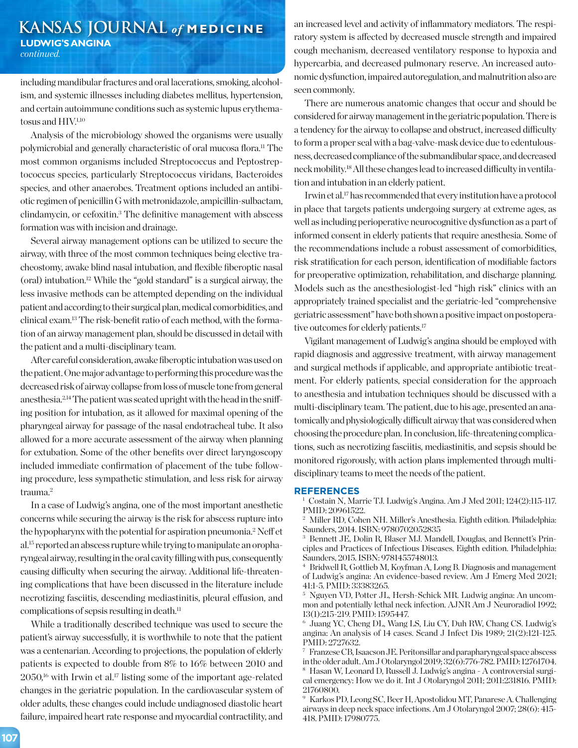including mandibular fractures and oral lacerations, smoking, alcoholism, and systemic illnesses including diabetes mellitus, hypertension, and certain autoimmune conditions such as systemic lupus erythematosus and HIV.[1,10]

Analysis of the microbiology showed the organisms were usually polymicrobial and generally characteristic of oral mucosa flora.[11] The most common organisms included Streptococcus and Peptostreptococcus species, particularly Streptococcus viridans, Bacteroides species, and other anaerobes. Treatment options included an antibiotic regimen of penicillin G with metronidazole, ampicillin-sulbactam, clindamycin, or cefoxitin.[3] The definitive management with abscess formation was with incision and drainage.

Several airway management options can be utilized to secure the airway, with three of the most common techniques being elective tracheostomy, awake blind nasal intubation, and flexible fiberoptic nasal (oral) intubation.[12] While the "gold standard" is a surgical airway, the less invasive methods can be attempted depending on the individual patient and according to their surgical plan, medical comorbidities, and clinical exam.[13] The risk-benefit ratio of each method, with the formation of an airway management plan, should be discussed in detail with the patient and a multi-disciplinary team.

After careful consideration, awake fiberoptic intubation was used on the patient. One major advantage to performing this procedure was the decreased risk of airway collapse from loss of muscle tone from general anesthesia.[2,14] The patient was seated upright with the head in the sniffing position for intubation, as it allowed for maximal opening of the pharyngeal airway for passage of the nasal endotracheal tube. It also allowed for a more accurate assessment of the airway when planning for extubation. Some of the other benefits over direct laryngoscopy included immediate confirmation of placement of the tube following procedure, less sympathetic stimulation, and less risk for airway trauma.[2]

In a case of Ludwig's angina, one of the most important anesthetic concerns while securing the airway is the risk for abscess rupture into the hypopharynx with the potential for aspiration pneumonia.[2] Neff et al.[15] reported an abscess rupture while trying to manipulate an oropharyngeal airway, resulting in the oral cavity filling with pus, consequently causing difficulty when securing the airway. Additional life-threatening complications that have been discussed in the literature include necrotizing fasciitis, descending mediastinitis, pleural effusion, and complications of sepsis resulting in death.[11]

While a traditionally described technique was used to secure the patient's airway successfully, it is worthwhile to note that the patient was a centenarian. According to projections, the population of elderly patients is expected to double from 8% to 16% between 2010 and 2050,[16] with Irwin et al.[17] listing some of the important age-related changes in the geriatric population. In the cardiovascular system of older adults, these changes could include undiagnosed diastolic heart failure, impaired heart rate response and myocardial contractility, and an increased level and activity of inflammatory mediators. The respiratory system is affected by decreased muscle strength and impaired cough mechanism, decreased ventilatory response to hypoxia and hypercarbia, and decreased pulmonary reserve. An increased autonomic dysfunction, impaired autoregulation, and malnutrition also are seen commonly.

There are numerous anatomic changes that occur and should be considered for airway management in the geriatric population. There is a tendency for the airway to collapse and obstruct, increased difficulty to form a proper seal with a bag-valve-mask device due to edentulousness, decreased compliance of the submandibular space, and decreased neck mobility.[18] All these changes lead to increased difficulty in ventilation and intubation in an elderly patient.

Irwin et al.[17] has recommended that every institution have a protocol in place that targets patients undergoing surgery at extreme ages, as well as including perioperative neurocognitive dysfunction as a part of informed consent in elderly patients that require anesthesia. Some of the recommendations include a robust assessment of comorbidities, risk stratification for each person, identification of modifiable factors for preoperative optimization, rehabilitation, and discharge planning. Models such as the anesthesiologist-led "high risk" clinics with an appropriately trained specialist and the geriatric-led "comprehensive geriatric assessment" have both shown a positive impact on postoperative outcomes for elderly patients.[17]

Vigilant management of Ludwig's angina should be employed with rapid diagnosis and aggressive treatment, with airway management and surgical methods if applicable, and appropriate antibiotic treatment. For elderly patients, special consideration for the approach to anesthesia and intubation techniques should be discussed with a multi-disciplinary team. The patient, due to his age, presented an anatomically and physiologically difficult airway that was considered when choosing the procedure plan. In conclusion, life-threatening complications, such as necrotizing fasciitis, mediastinitis, and sepsis should be monitored rigorously, with action plans implemented through multi-disciplinary teams to meet the needs of the patient.

## REFERENCES

1. Costain N, Marrie TJ. Ludwig's Angina. Am J Med 2011; 124(2):115-117. PMID: 20961522.
2. Miller RD, Cohen NH. Miller's Anesthesia. Eighth edition. Philadelphia: Saunders, 2014. ISBN: 9780702052835
3. Bennett JE, Dolin R, Blaser MJ. Mandell, Douglas, and Bennett's Principles and Practices of Infectious Diseases. Eighth edition. Philadelphia: Saunders, 2015. ISBN: 9781455748013.
4. Bridwell R, Gottlieb M, Koyfman A, Long B. Diagnosis and management of Ludwig's angina: An evidence-based review. Am J Emerg Med 2021; 41:1-5. PMID: 33383265.
5. Nguyen VD, Potter JL, Hersh-Schick MR. Ludwig angina: An uncommon and potentially lethal neck infection. AJNR Am J Neuroradiol 1992; 13(1):215-219. PMID: 1595447.
6. Juang YC, Cheng DL, Wang LS, Liu CY, Duh RW, Chang CS. Ludwig's angina: An analysis of 14 cases. Scand J Infect Dis 1989; 21(2):121-125. PMID: 2727632.
7. Franzese CB, Isaacson JE. Peritonsillar and parapharyngeal space abscess in the older adult. Am J Otolaryngol 2019; 32(6):776-782. PMID: 12761704.
8. Hasan W, Leonard D, Russell J. Ludwig's angina - A controversial surgical emergency: How we do it. Int J Otolaryngol 2011; 2011:231816. PMID: 21760800.
9. Karkos PD, Leong SC, Beer H, Apostolidou MT, Panarese A. Challenging airways in deep neck space infections. Am J Otolaryngol 2007; 28(6): 415-418. PMID: 17980775.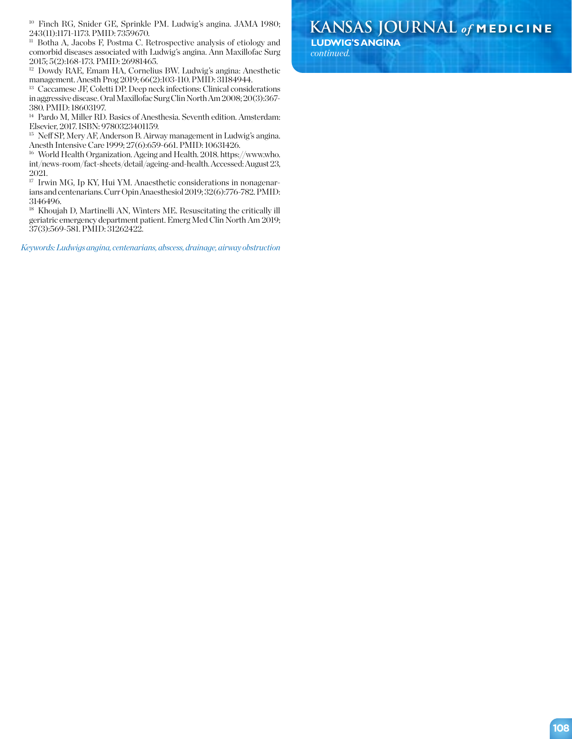[10] Finch RG, Snider GE, Sprinkle PM. Ludwig's angina. JAMA 1980; 243(11):1171-1173. PMID: 7359670.

[11] Botha A, Jacobs F, Postma C. Retrospective analysis of etiology and comorbid diseases associated with Ludwig's angina. Ann Maxillofac Surg 2015; 5(2):168-173. PMID: 26981465.

[12] Dowdy RAE, Emam HA, Cornelius BW. Ludwig's angina: Anesthetic management. Anesth Prog 2019; 66(2):103-110. PMID: 31184944.

[13] Caccamese JF, Coletti DP. Deep neck infections: Clinical considerations in aggressive disease. Oral Maxillofac Surg Clin North Am 2008; 20(3):367-380. PMID: 18603197.

[14] Pardo M, Miller RD. Basics of Anesthesia. Seventh edition. Amsterdam: Elsevier, 2017. ISBN: 9780323401159.

[15] Neff SP, Mery AF, Anderson B. Airway management in Ludwig's angina. Anesth Intensive Care 1999; 27(6):659-661. PMID: 10631426.

[16] World Health Organization. Ageing and Health. 2018. https://www.who.int/news-room/fact-sheets/detail/ageing-and-health. Accessed: August 23, 2021.

[17] Irwin MG, Ip KY, Hui YM. Anaesthetic considerations in nonagenarians and centenarians. Curr Opin Anaesthesiol 2019; 32(6):776-782. PMID: 3146496.

[18] Khoujah D, Martinelli AN, Winters ME. Resuscitating the critically ill geriatric emergency department patient. Emerg Med Clin North Am 2019; 37(3):569-581. PMID: 31262422.

*Keywords: Ludwigs angina, centenarians, abscess, drainage, airway obstruction*